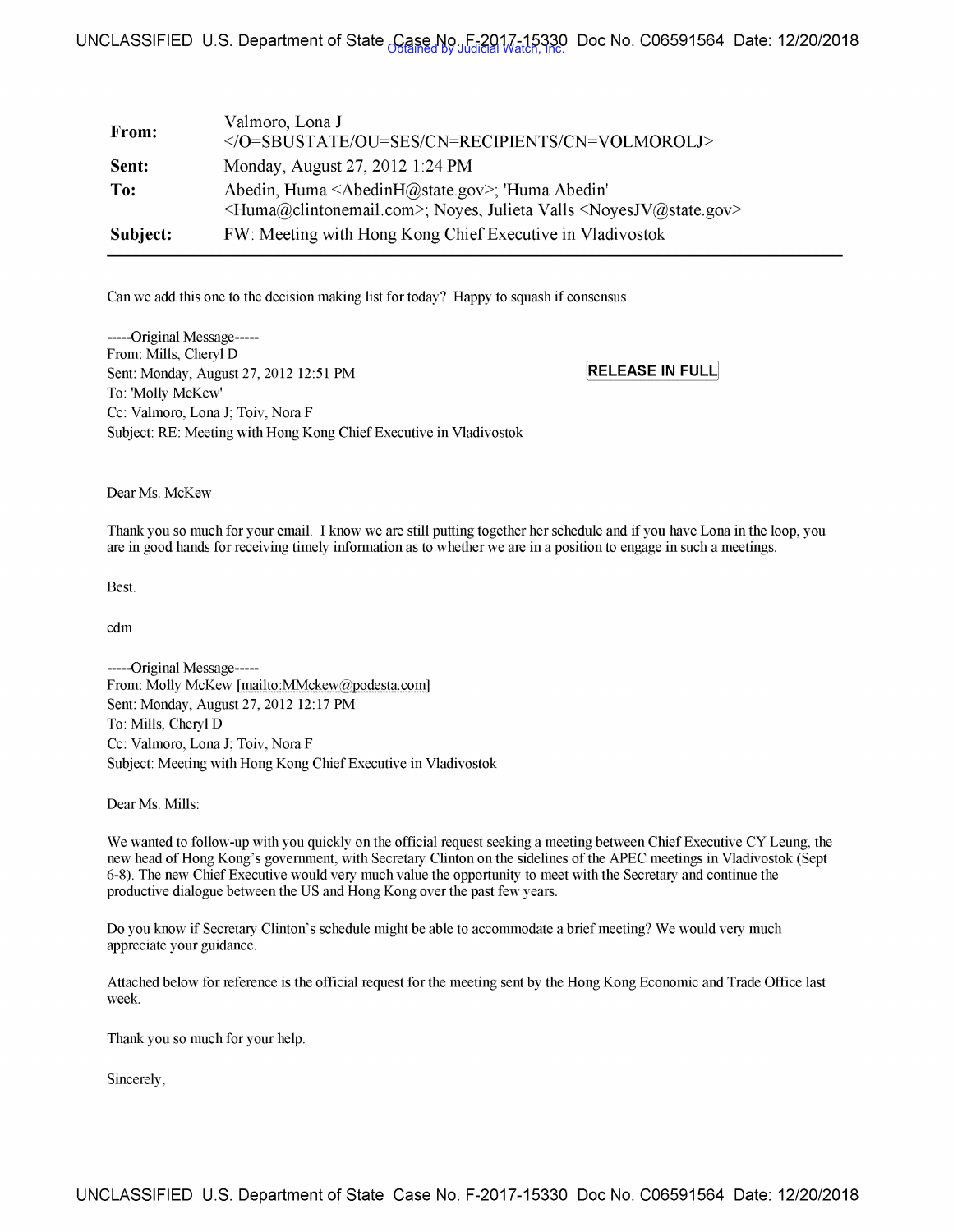| | |
|---|---|
| **From:** | Valmoro, Lona J </O=SBUSTATE/OU=SES/CN=RECIPIENTS/CN=VOLMOROLJ> |
| **Sent:** | Monday, August 27, 2012 1:24 PM |
| **To:** | Abedin, Huma <AbedinH@state.gov>; 'Huma Abedin' <Huma@clintonemail.com>; Noyes, Julieta Valls <NoyesJV@state.gov> |
| **Subject:** | FW: Meeting with Hong Kong Chief Executive in Vladivostok |

Can we add this one to the decision making list for today? Happy to squash if consensus.

-----Original Message-----
From: Mills, Cheryl D
Sent: Monday, August 27, 2012 12:51 PM
To: 'Molly McKew'
Cc: Valmoro, Lona J; Toiv, Nora F
Subject: RE: Meeting with Hong Kong Chief Executive in Vladivostok

RELEASE IN FULL

Dear Ms. McKew

Thank you so much for your email. I know we are still putting together her schedule and if you have Lona in the loop, you are in good hands for receiving timely information as to whether we are in a position to engage in such a meetings.

Best.

cdm

-----Original Message-----
From: Molly McKew [mailto:MMckew@podesta.com]
Sent: Monday, August 27, 2012 12:17 PM
To: Mills, Cheryl D
Cc: Valmoro, Lona J; Toiv, Nora F
Subject: Meeting with Hong Kong Chief Executive in Vladivostok

Dear Ms. Mills:

We wanted to follow-up with you quickly on the official request seeking a meeting between Chief Executive CY Leung, the new head of Hong Kong's government, with Secretary Clinton on the sidelines of the APEC meetings in Vladivostok (Sept 6-8). The new Chief Executive would very much value the opportunity to meet with the Secretary and continue the productive dialogue between the US and Hong Kong over the past few years.

Do you know if Secretary Clinton's schedule might be able to accommodate a brief meeting? We would very much appreciate your guidance.

Attached below for reference is the official request for the meeting sent by the Hong Kong Economic and Trade Office last week.

Thank you so much for your help.

Sincerely,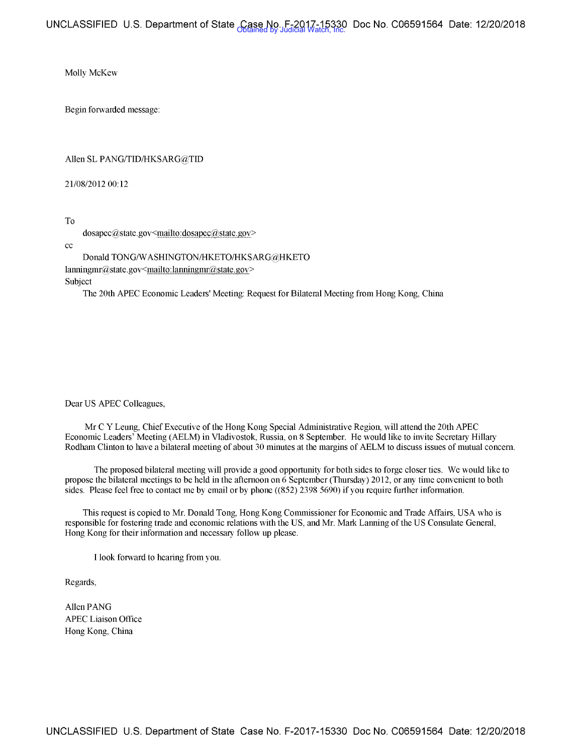Molly McKew

Begin forwarded message:

Allen SL PANG/TID/HKSARG@TID

21/08/2012 00:12

To

dosapec@state.gov<mailto:dosapec@state.gov>

cc

Donald TONG/WASHINGTON/HKETO/HKSARG@HKETO
lanningmr@state.gov<mailto:lanningmr@state.gov>

Subject

The 20th APEC Economic Leaders' Meeting: Request for Bilateral Meeting from Hong Kong, China

Dear US APEC Colleagues,

Mr C Y Leung, Chief Executive of the Hong Kong Special Administrative Region, will attend the 20th APEC Economic Leaders' Meeting (AELM) in Vladivostok, Russia, on 8 September. He would like to invite Secretary Hillary Rodham Clinton to have a bilateral meeting of about 30 minutes at the margins of AELM to discuss issues of mutual concern.

The proposed bilateral meeting will provide a good opportunity for both sides to forge closer ties. We would like to propose the bilateral meetings to be held in the afternoon on 6 September (Thursday) 2012, or any time convenient to both sides. Please feel free to contact me by email or by phone ((852) 2398 5690) if you require further information.

This request is copied to Mr. Donald Tong, Hong Kong Commissioner for Economic and Trade Affairs, USA who is responsible for fostering trade and economic relations with the US, and Mr. Mark Lanning of the US Consulate General, Hong Kong for their information and necessary follow up please.

I look forward to hearing from you.

Regards,

Allen PANG
APEC Liaison Office
Hong Kong, China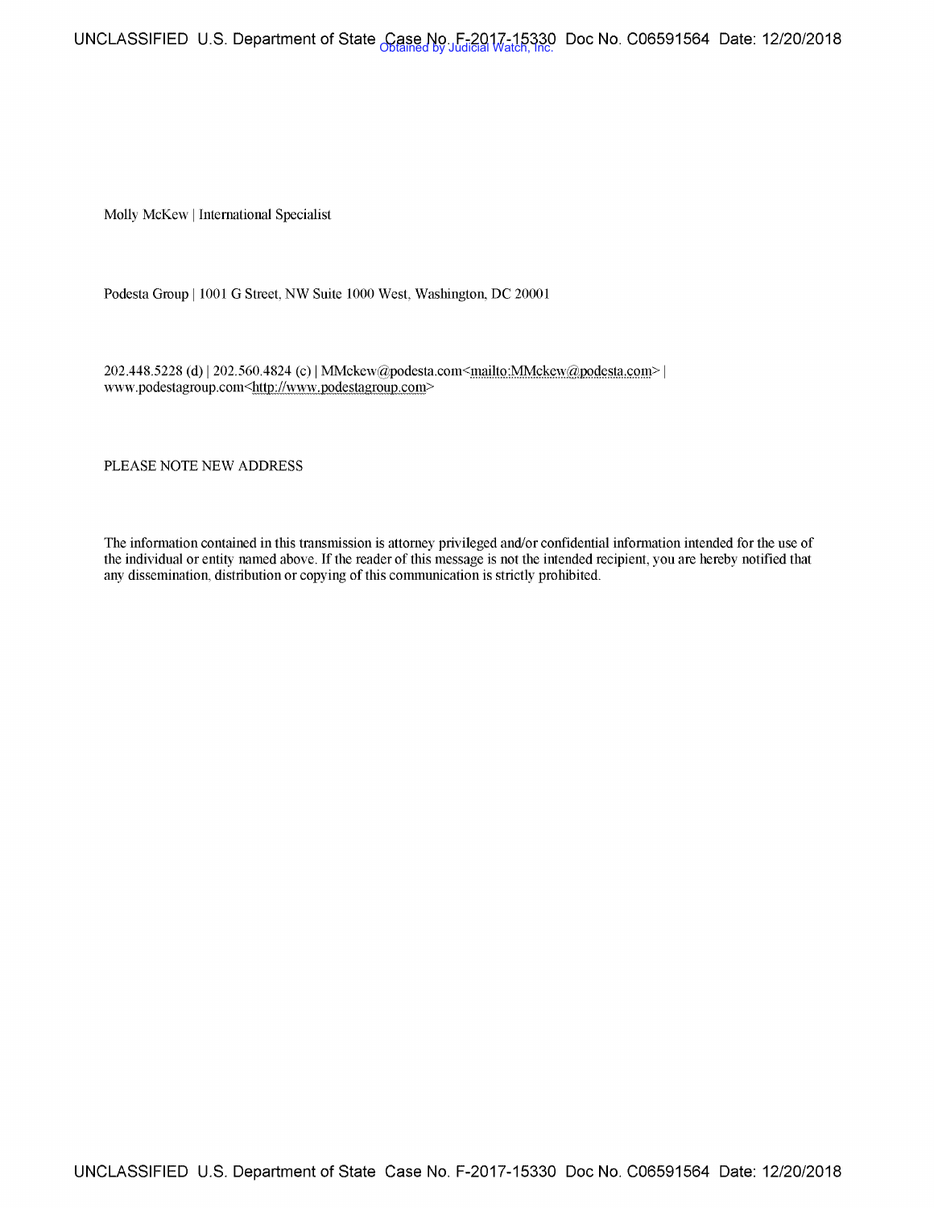Molly McKew | International Specialist

Podesta Group | 1001 G Street, NW Suite 1000 West, Washington, DC 20001

202.448.5228 (d) | 202.560.4824 (c) | MMckew@podesta.com<mailto:MMckew@podesta.com> | www.podestagroup.com<http://www.podestagroup.com>

PLEASE NOTE NEW ADDRESS

The information contained in this transmission is attorney privileged and/or confidential information intended for the use of the individual or entity named above. If the reader of this message is not the intended recipient, you are hereby notified that any dissemination, distribution or copying of this communication is strictly prohibited.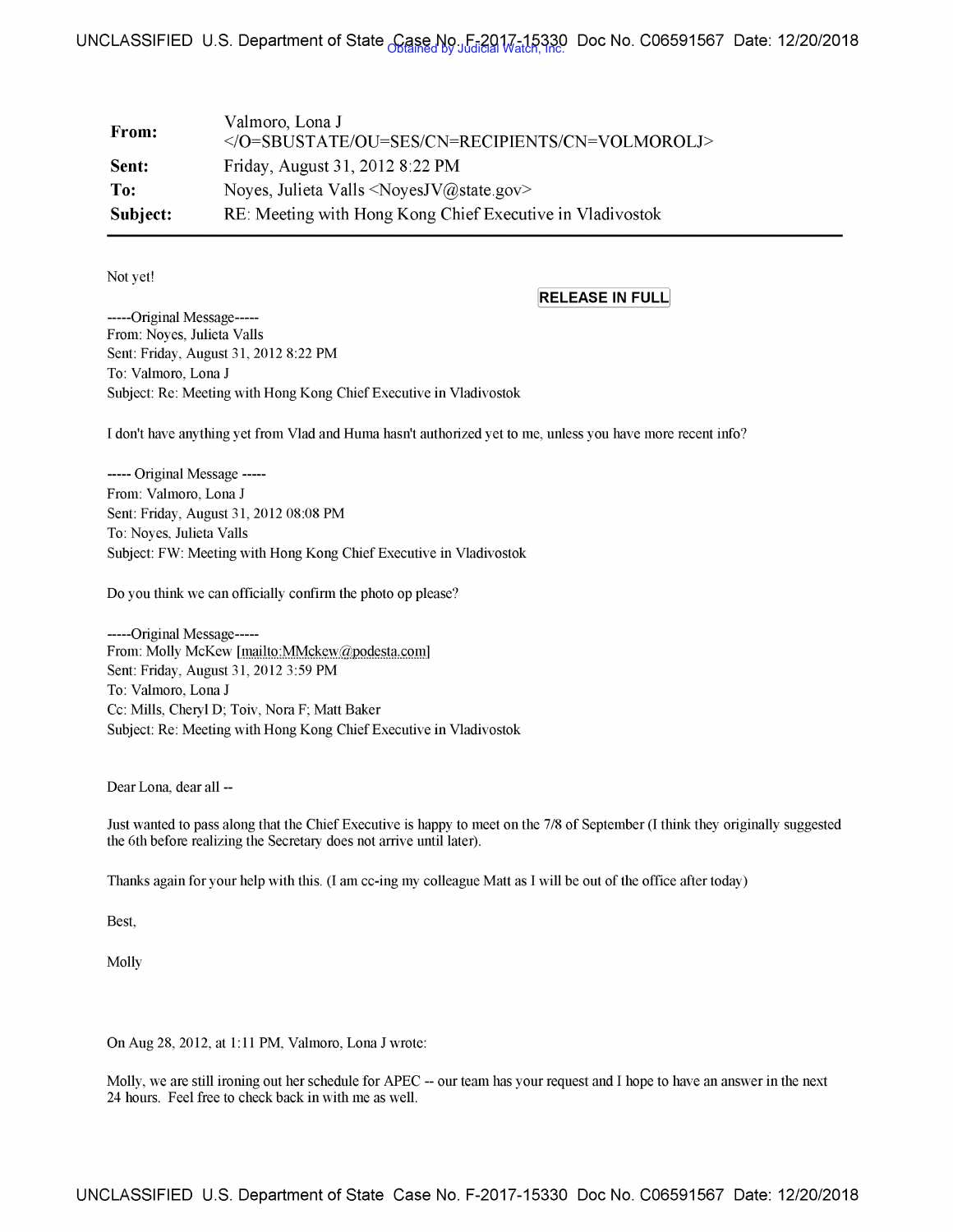| | |
|---|---|
| **From:** | Valmoro, Lona J </O=SBUSTATE/OU=SES/CN=RECIPIENTS/CN=VOLMOROLJ> |
| **Sent:** | Friday, August 31, 2012 8:22 PM |
| **To:** | Noyes, Julieta Valls <NoyesJV@state.gov> |
| **Subject:** | RE: Meeting with Hong Kong Chief Executive in Vladivostok |

Not yet!

RELEASE IN FULL

-----Original Message-----
From: Noyes, Julieta Valls
Sent: Friday, August 31, 2012 8:22 PM
To: Valmoro, Lona J
Subject: Re: Meeting with Hong Kong Chief Executive in Vladivostok

I don't have anything yet from Vlad and Huma hasn't authorized yet to me, unless you have more recent info?

----- Original Message -----
From: Valmoro, Lona J
Sent: Friday, August 31, 2012 08:08 PM
To: Noyes, Julieta Valls
Subject: FW: Meeting with Hong Kong Chief Executive in Vladivostok

Do you think we can officially confirm the photo op please?

-----Original Message-----
From: Molly McKew [mailto:MMckew@podesta.com]
Sent: Friday, August 31, 2012 3:59 PM
To: Valmoro, Lona J
Cc: Mills, Cheryl D; Toiv, Nora F; Matt Baker
Subject: Re: Meeting with Hong Kong Chief Executive in Vladivostok

Dear Lona, dear all --

Just wanted to pass along that the Chief Executive is happy to meet on the 7/8 of September (I think they originally suggested the 6th before realizing the Secretary does not arrive until later).

Thanks again for your help with this. (I am cc-ing my colleague Matt as I will be out of the office after today)

Best,

Molly

On Aug 28, 2012, at 1:11 PM, Valmoro, Lona J wrote:

Molly, we are still ironing out her schedule for APEC -- our team has your request and I hope to have an answer in the next 24 hours. Feel free to check back in with me as well.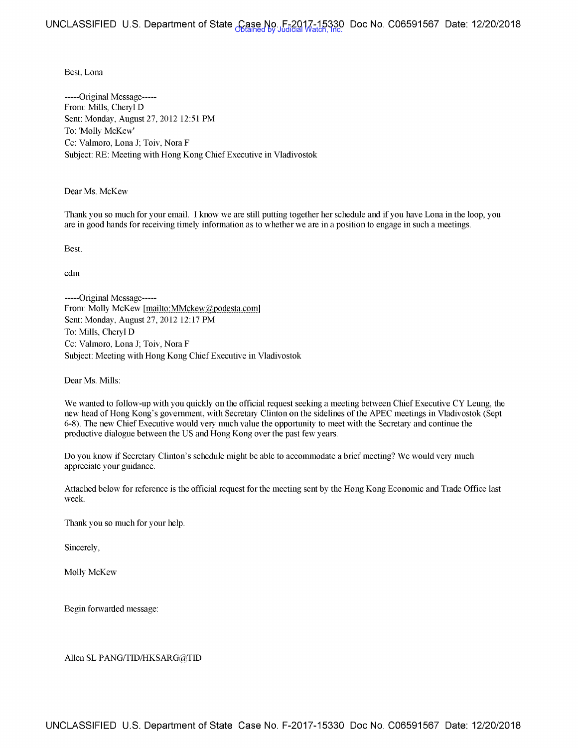Best, Lona

-----Original Message-----
From: Mills, Cheryl D
Sent: Monday, August 27, 2012 12:51 PM
To: 'Molly McKew'
Cc: Valmoro, Lona J; Toiv, Nora F
Subject: RE: Meeting with Hong Kong Chief Executive in Vladivostok

Dear Ms. McKew

Thank you so much for your email. I know we are still putting together her schedule and if you have Lona in the loop, you are in good hands for receiving timely information as to whether we are in a position to engage in such a meetings.

Best.

cdm

-----Original Message-----
From: Molly McKew [mailto:MMckew@podesta.com]
Sent: Monday, August 27, 2012 12:17 PM
To: Mills, Cheryl D
Cc: Valmoro, Lona J; Toiv, Nora F
Subject: Meeting with Hong Kong Chief Executive in Vladivostok

Dear Ms. Mills:

We wanted to follow-up with you quickly on the official request seeking a meeting between Chief Executive CY Leung, the new head of Hong Kong's government, with Secretary Clinton on the sidelines of the APEC meetings in Vladivostok (Sept 6-8). The new Chief Executive would very much value the opportunity to meet with the Secretary and continue the productive dialogue between the US and Hong Kong over the past few years.

Do you know if Secretary Clinton's schedule might be able to accommodate a brief meeting? We would very much appreciate your guidance.

Attached below for reference is the official request for the meeting sent by the Hong Kong Economic and Trade Office last week.

Thank you so much for your help.

Sincerely,

Molly McKew

Begin forwarded message:

Allen SL PANG/TID/HKSARG@TID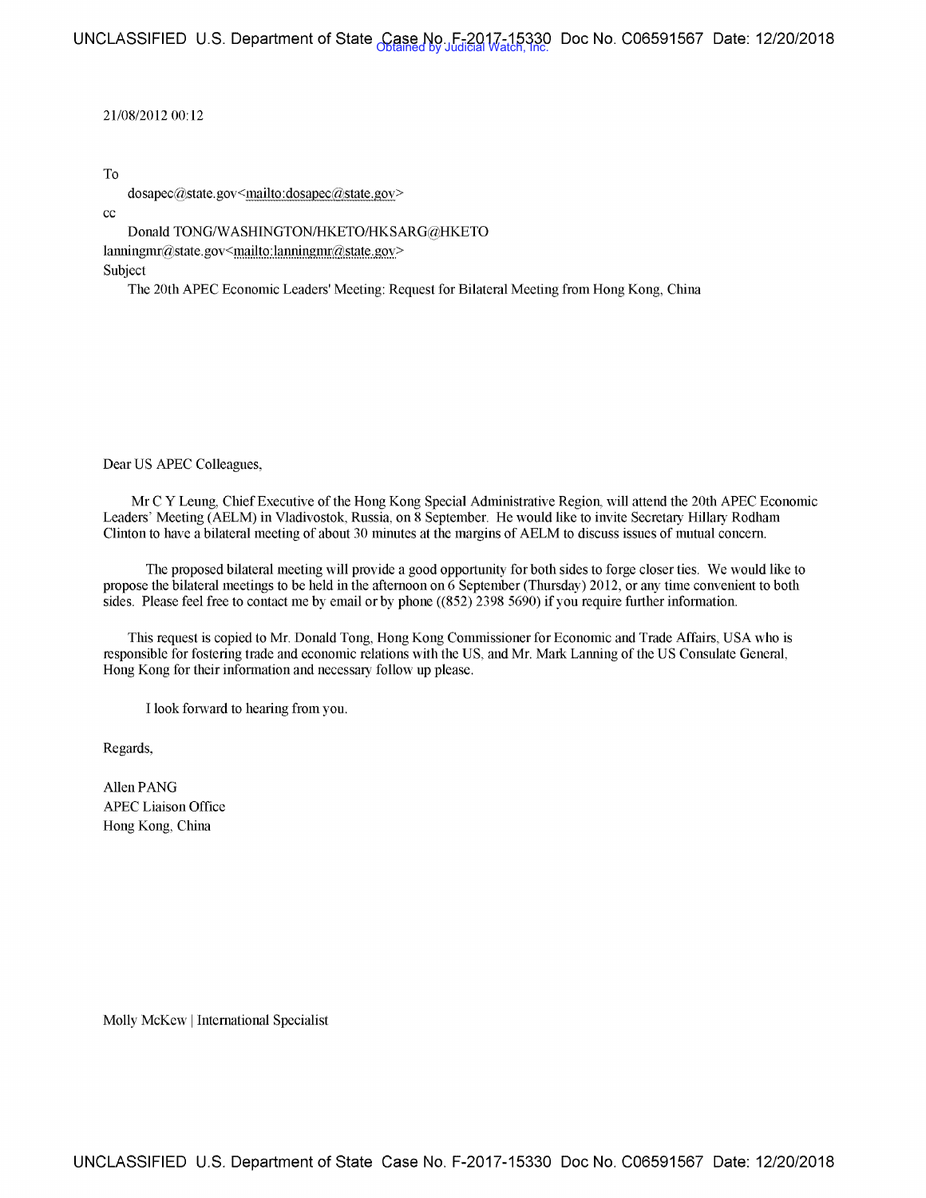21/08/2012 00:12

To

dosapec@state.gov<mailto:dosapec@state.gov>

cc

Donald TONG/WASHINGTON/HKETO/HKSARG@HKETO

lanningmr@state.gov<mailto:lanningmr@state.gov>

Subject

The 20th APEC Economic Leaders' Meeting: Request for Bilateral Meeting from Hong Kong, China

Dear US APEC Colleagues,

Mr C Y Leung, Chief Executive of the Hong Kong Special Administrative Region, will attend the 20th APEC Economic Leaders' Meeting (AELM) in Vladivostok, Russia, on 8 September. He would like to invite Secretary Hillary Rodham Clinton to have a bilateral meeting of about 30 minutes at the margins of AELM to discuss issues of mutual concern.

The proposed bilateral meeting will provide a good opportunity for both sides to forge closer ties. We would like to propose the bilateral meetings to be held in the afternoon on 6 September (Thursday) 2012, or any time convenient to both sides. Please feel free to contact me by email or by phone ((852) 2398 5690) if you require further information.

This request is copied to Mr. Donald Tong, Hong Kong Commissioner for Economic and Trade Affairs, USA who is responsible for fostering trade and economic relations with the US, and Mr. Mark Lanning of the US Consulate General, Hong Kong for their information and necessary follow up please.

I look forward to hearing from you.

Regards,

Allen PANG
APEC Liaison Office
Hong Kong, China

Molly McKew | International Specialist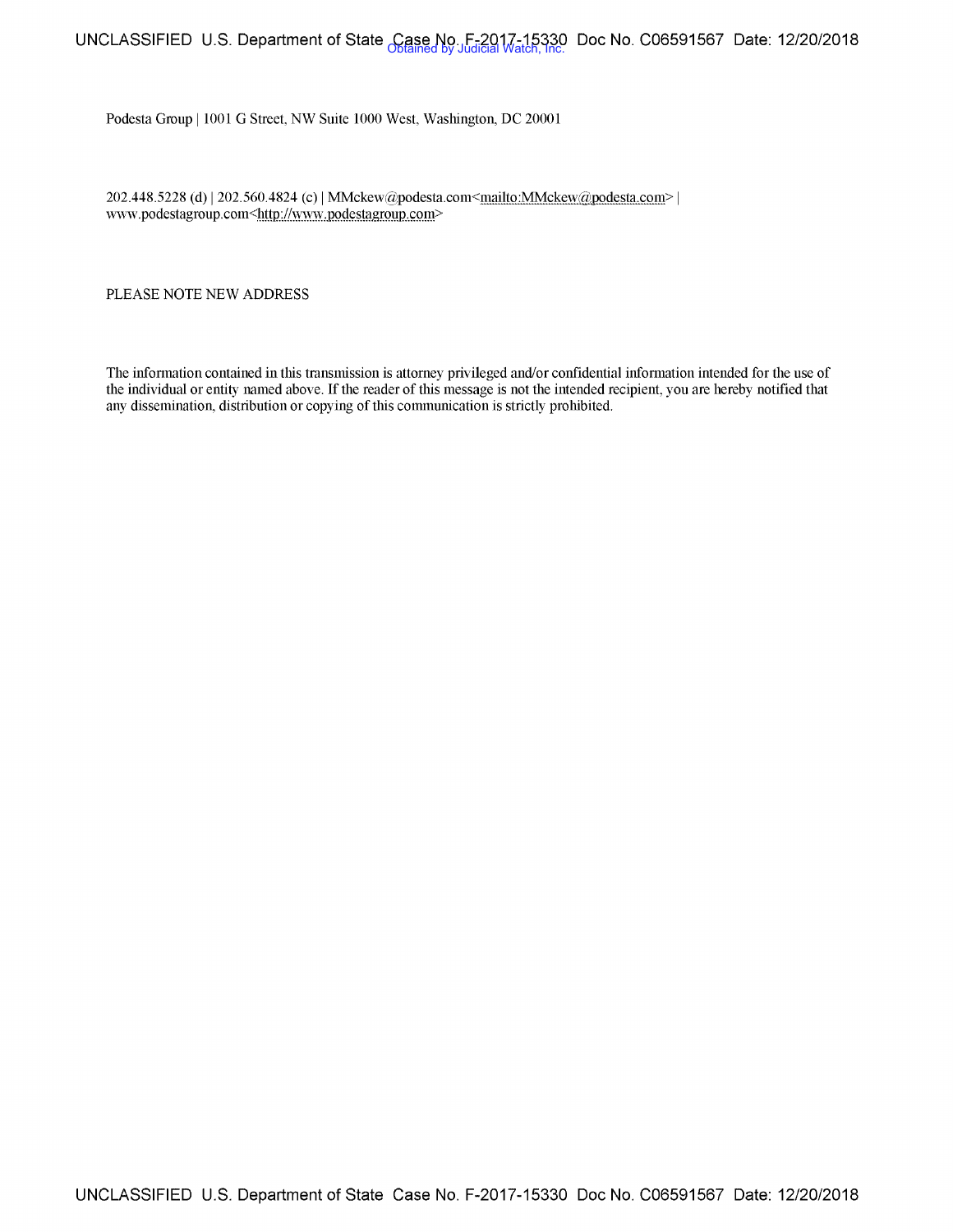Podesta Group | 1001 G Street, NW Suite 1000 West, Washington, DC 20001

202.448.5228 (d) | 202.560.4824 (c) | MMckew@podesta.com<mailto:MMckew@podesta.com> | www.podestagroup.com<http://www.podestagroup.com>

PLEASE NOTE NEW ADDRESS

The information contained in this transmission is attorney privileged and/or confidential information intended for the use of the individual or entity named above. If the reader of this message is not the intended recipient, you are hereby notified that any dissemination, distribution or copying of this communication is strictly prohibited.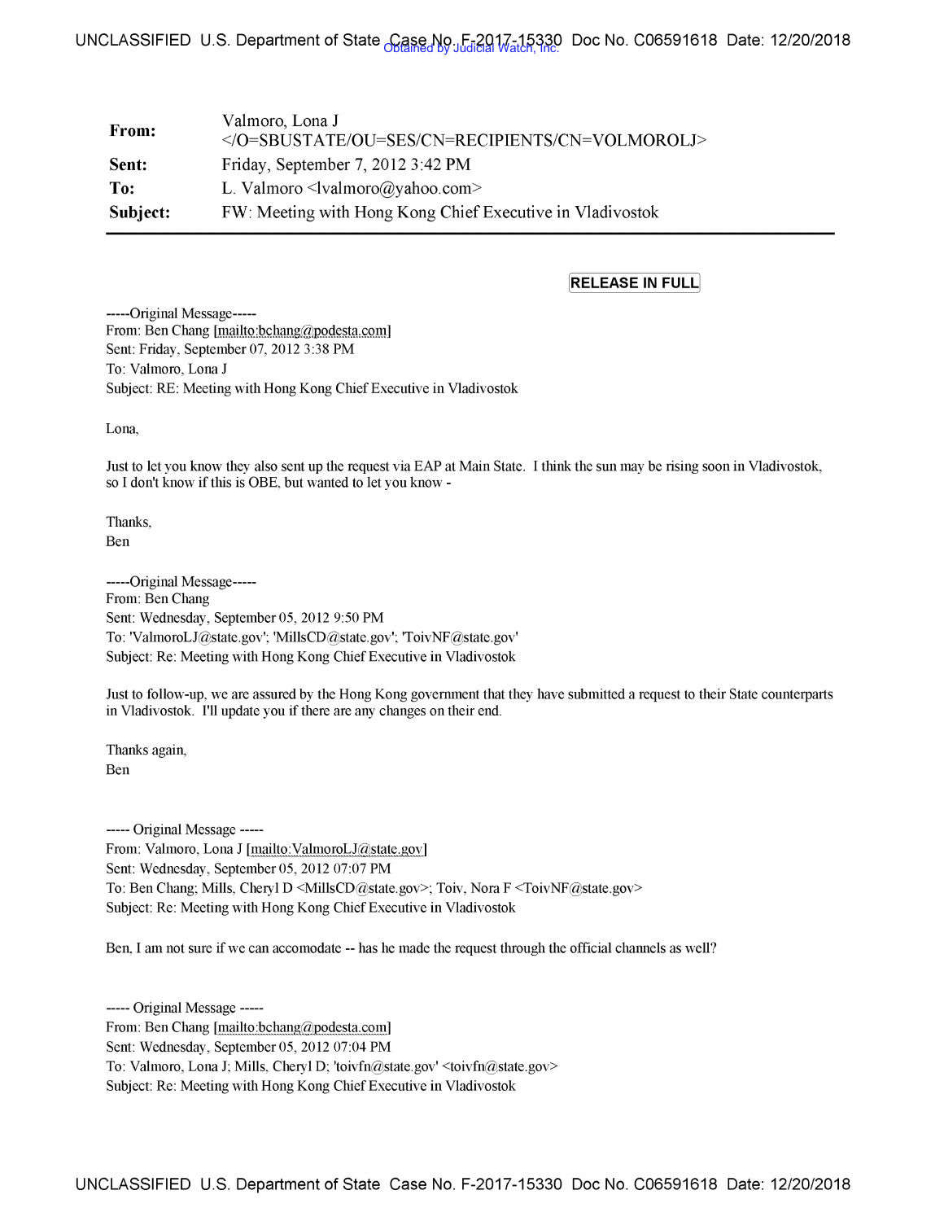| | |
|---|---|
| **From:** | Valmoro, Lona J </O=SBUSTATE/OU=SES/CN=RECIPIENTS/CN=VOLMOROLJ> |
| **Sent:** | Friday, September 7, 2012 3:42 PM |
| **To:** | L. Valmoro <lvalmoro@yahoo.com> |
| **Subject:** | FW: Meeting with Hong Kong Chief Executive in Vladivostok |

**RELEASE IN FULL**

-----Original Message-----
From: Ben Chang [mailto:bchang@podesta.com]
Sent: Friday, September 07, 2012 3:38 PM
To: Valmoro, Lona J
Subject: RE: Meeting with Hong Kong Chief Executive in Vladivostok

Lona,

Just to let you know they also sent up the request via EAP at Main State. I think the sun may be rising soon in Vladivostok, so I don't know if this is OBE, but wanted to let you know -

Thanks,
Ben

-----Original Message-----
From: Ben Chang
Sent: Wednesday, September 05, 2012 9:50 PM
To: 'ValmoroLJ@state.gov'; 'MillsCD@state.gov'; 'ToivNF@state.gov'
Subject: Re: Meeting with Hong Kong Chief Executive in Vladivostok

Just to follow-up, we are assured by the Hong Kong government that they have submitted a request to their State counterparts in Vladivostok. I'll update you if there are any changes on their end.

Thanks again,
Ben

----- Original Message -----
From: Valmoro, Lona J [mailto:ValmoroLJ@state.gov]
Sent: Wednesday, September 05, 2012 07:07 PM
To: Ben Chang; Mills, Cheryl D <MillsCD@state.gov>; Toiv, Nora F <ToivNF@state.gov>
Subject: Re: Meeting with Hong Kong Chief Executive in Vladivostok

Ben, I am not sure if we can accomodate -- has he made the request through the official channels as well?

----- Original Message -----
From: Ben Chang [mailto:bchang@podesta.com]
Sent: Wednesday, September 05, 2012 07:04 PM
To: Valmoro, Lona J; Mills, Cheryl D; 'toivfn@state.gov' <toivfn@state.gov>
Subject: Re: Meeting with Hong Kong Chief Executive in Vladivostok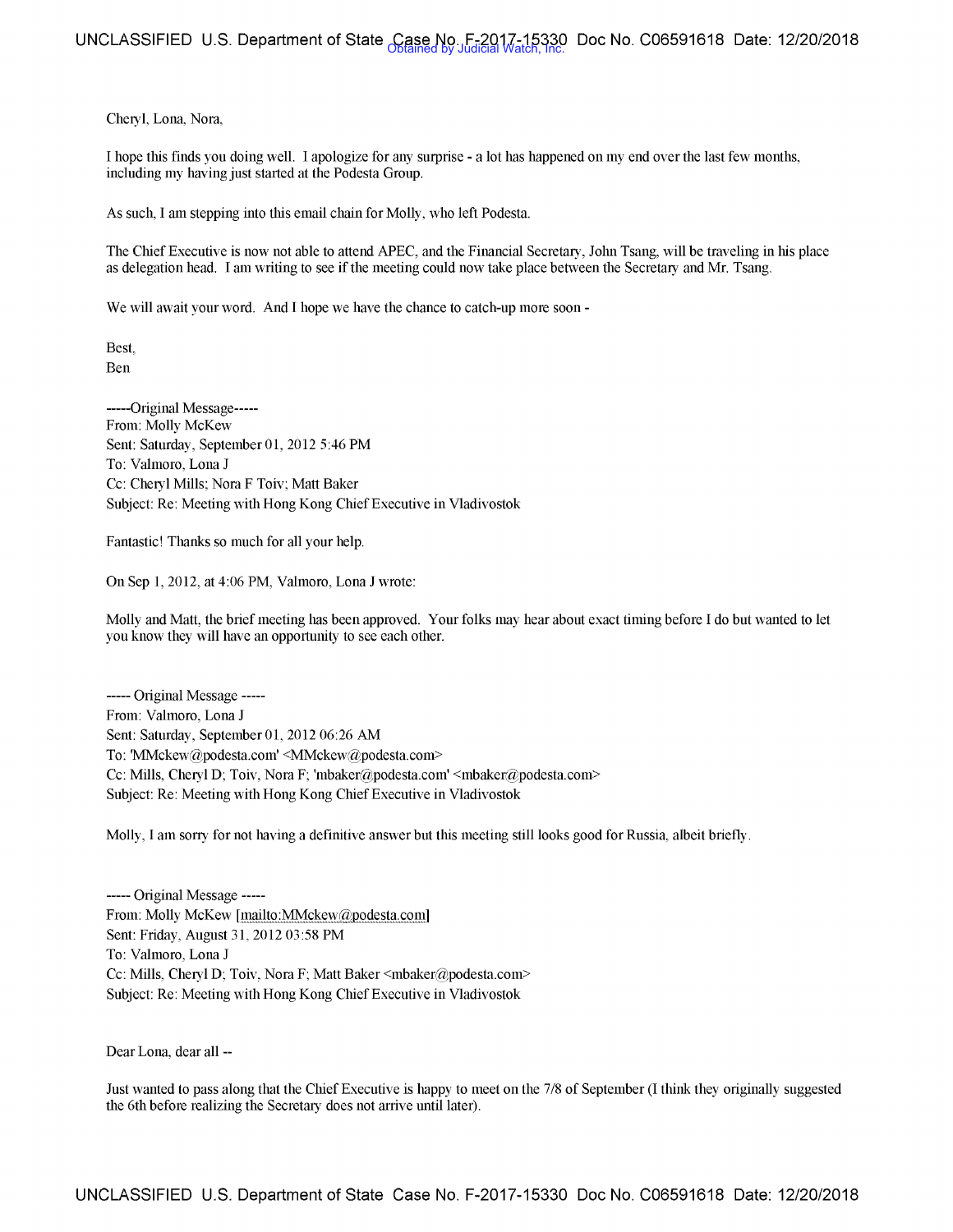Cheryl, Lona, Nora,

I hope this finds you doing well. I apologize for any surprise - a lot has happened on my end over the last few months, including my having just started at the Podesta Group.

As such, I am stepping into this email chain for Molly, who left Podesta.

The Chief Executive is now not able to attend APEC, and the Financial Secretary, John Tsang, will be traveling in his place as delegation head. I am writing to see if the meeting could now take place between the Secretary and Mr. Tsang.

We will await your word. And I hope we have the chance to catch-up more soon -

Best,
Ben

-----Original Message-----
From: Molly McKew
Sent: Saturday, September 01, 2012 5:46 PM
To: Valmoro, Lona J
Cc: Cheryl Mills; Nora F Toiv; Matt Baker
Subject: Re: Meeting with Hong Kong Chief Executive in Vladivostok

Fantastic! Thanks so much for all your help.

On Sep 1, 2012, at 4:06 PM, Valmoro, Lona J wrote:

Molly and Matt, the brief meeting has been approved. Your folks may hear about exact timing before I do but wanted to let you know they will have an opportunity to see each other.

----- Original Message -----
From: Valmoro, Lona J
Sent: Saturday, September 01, 2012 06:26 AM
To: 'MMckew@podesta.com' <MMckew@podesta.com>
Cc: Mills, Cheryl D; Toiv, Nora F; 'mbaker@podesta.com' <mbaker@podesta.com>
Subject: Re: Meeting with Hong Kong Chief Executive in Vladivostok

Molly, I am sorry for not having a definitive answer but this meeting still looks good for Russia, albeit briefly.

----- Original Message -----
From: Molly McKew [mailto:MMckew@podesta.com]
Sent: Friday, August 31, 2012 03:58 PM
To: Valmoro, Lona J
Cc: Mills, Cheryl D; Toiv, Nora F; Matt Baker <mbaker@podesta.com>
Subject: Re: Meeting with Hong Kong Chief Executive in Vladivostok

Dear Lona, dear all --

Just wanted to pass along that the Chief Executive is happy to meet on the 7/8 of September (I think they originally suggested the 6th before realizing the Secretary does not arrive until later).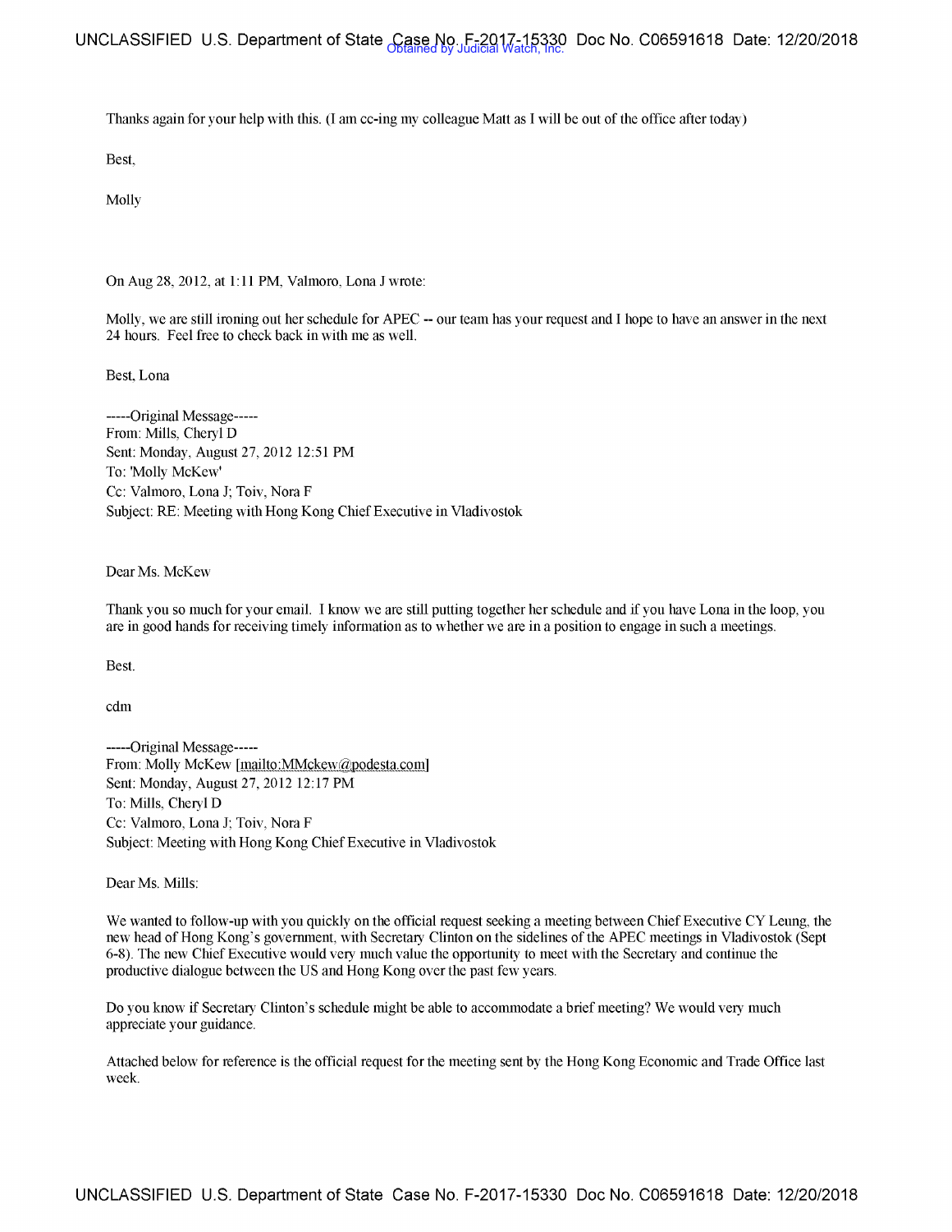Thanks again for your help with this. (I am cc-ing my colleague Matt as I will be out of the office after today)

Best,

Molly

On Aug 28, 2012, at 1:11 PM, Valmoro, Lona J wrote:

Molly, we are still ironing out her schedule for APEC -- our team has your request and I hope to have an answer in the next 24 hours. Feel free to check back in with me as well.

Best, Lona

-----Original Message-----
From: Mills, Cheryl D
Sent: Monday, August 27, 2012 12:51 PM
To: 'Molly McKew'
Cc: Valmoro, Lona J; Toiv, Nora F
Subject: RE: Meeting with Hong Kong Chief Executive in Vladivostok

Dear Ms. McKew

Thank you so much for your email. I know we are still putting together her schedule and if you have Lona in the loop, you are in good hands for receiving timely information as to whether we are in a position to engage in such a meetings.

Best.

cdm

-----Original Message-----
From: Molly McKew [mailto:MMckew@podesta.com]
Sent: Monday, August 27, 2012 12:17 PM
To: Mills, Cheryl D
Cc: Valmoro, Lona J; Toiv, Nora F
Subject: Meeting with Hong Kong Chief Executive in Vladivostok

Dear Ms. Mills:

We wanted to follow-up with you quickly on the official request seeking a meeting between Chief Executive CY Leung, the new head of Hong Kong's government, with Secretary Clinton on the sidelines of the APEC meetings in Vladivostok (Sept 6-8). The new Chief Executive would very much value the opportunity to meet with the Secretary and continue the productive dialogue between the US and Hong Kong over the past few years.

Do you know if Secretary Clinton's schedule might be able to accommodate a brief meeting? We would very much appreciate your guidance.

Attached below for reference is the official request for the meeting sent by the Hong Kong Economic and Trade Office last week.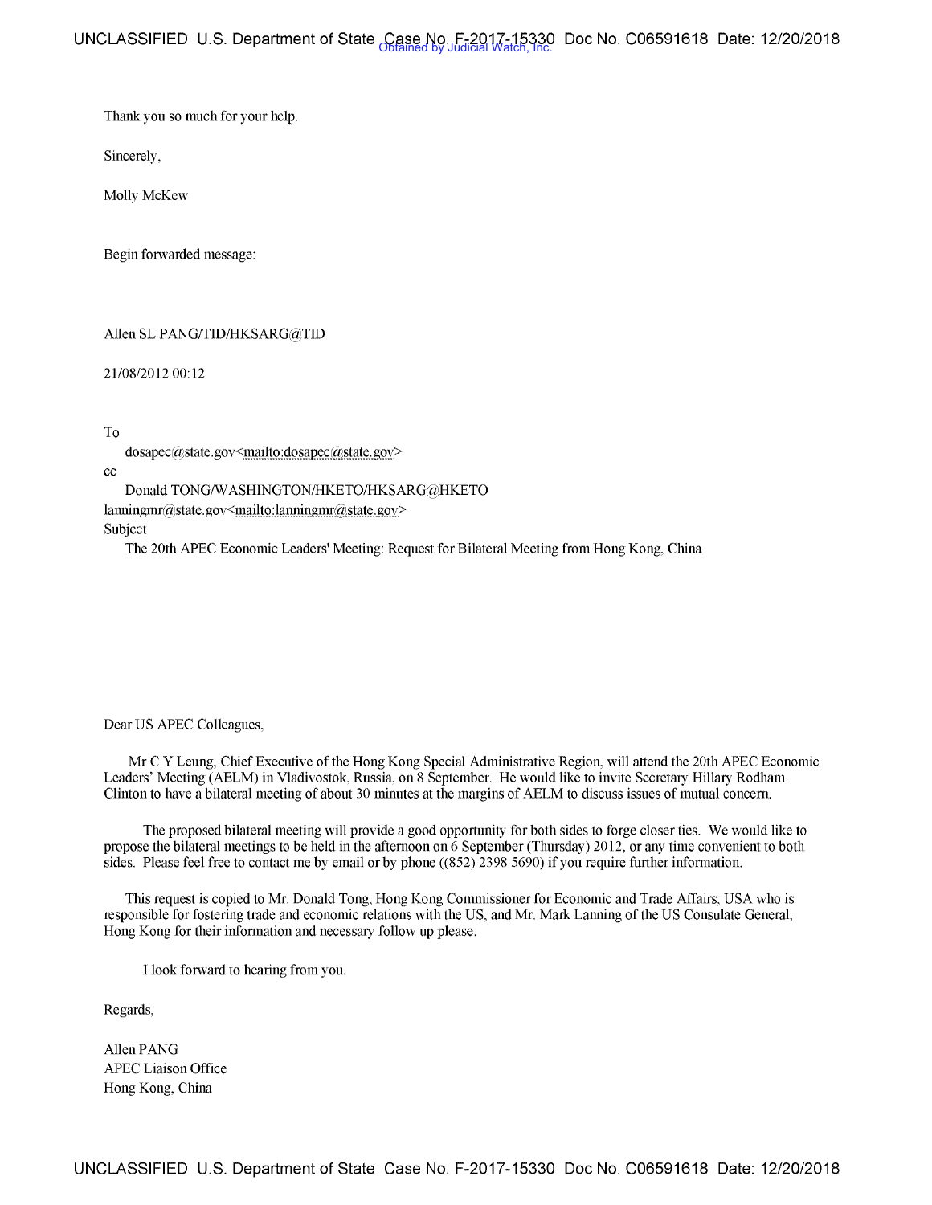Thank you so much for your help.

Sincerely,

Molly McKew

Begin forwarded message:

Allen SL PANG/TID/HKSARG@TID

21/08/2012 00:12

To

dosapec@state.gov<mailto:dosapec@state.gov>

cc

Donald TONG/WASHINGTON/HKETO/HKSARG@HKETO

lanningmr@state.gov<mailto:lanningmr@state.gov>

Subject

The 20th APEC Economic Leaders' Meeting: Request for Bilateral Meeting from Hong Kong, China

Dear US APEC Colleagues,

Mr C Y Leung, Chief Executive of the Hong Kong Special Administrative Region, will attend the 20th APEC Economic Leaders' Meeting (AELM) in Vladivostok, Russia, on 8 September. He would like to invite Secretary Hillary Rodham Clinton to have a bilateral meeting of about 30 minutes at the margins of AELM to discuss issues of mutual concern.

The proposed bilateral meeting will provide a good opportunity for both sides to forge closer ties. We would like to propose the bilateral meetings to be held in the afternoon on 6 September (Thursday) 2012, or any time convenient to both sides. Please feel free to contact me by email or by phone ((852) 2398 5690) if you require further information.

This request is copied to Mr. Donald Tong, Hong Kong Commissioner for Economic and Trade Affairs, USA who is responsible for fostering trade and economic relations with the US, and Mr. Mark Lanning of the US Consulate General, Hong Kong for their information and necessary follow up please.

I look forward to hearing from you.

Regards,

Allen PANG
APEC Liaison Office
Hong Kong, China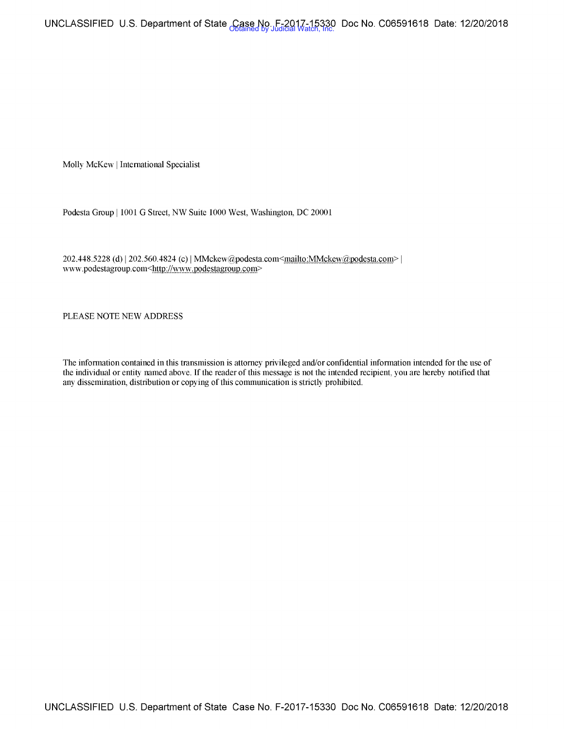Molly McKew | International Specialist

Podesta Group | 1001 G Street, NW Suite 1000 West, Washington, DC 20001

202.448.5228 (d) | 202.560.4824 (c) | MMckew@podesta.com<mailto:MMckew@podesta.com> | www.podestagroup.com<http://www.podestagroup.com>

PLEASE NOTE NEW ADDRESS

The information contained in this transmission is attorney privileged and/or confidential information intended for the use of the individual or entity named above. If the reader of this message is not the intended recipient, you are hereby notified that any dissemination, distribution or copying of this communication is strictly prohibited.